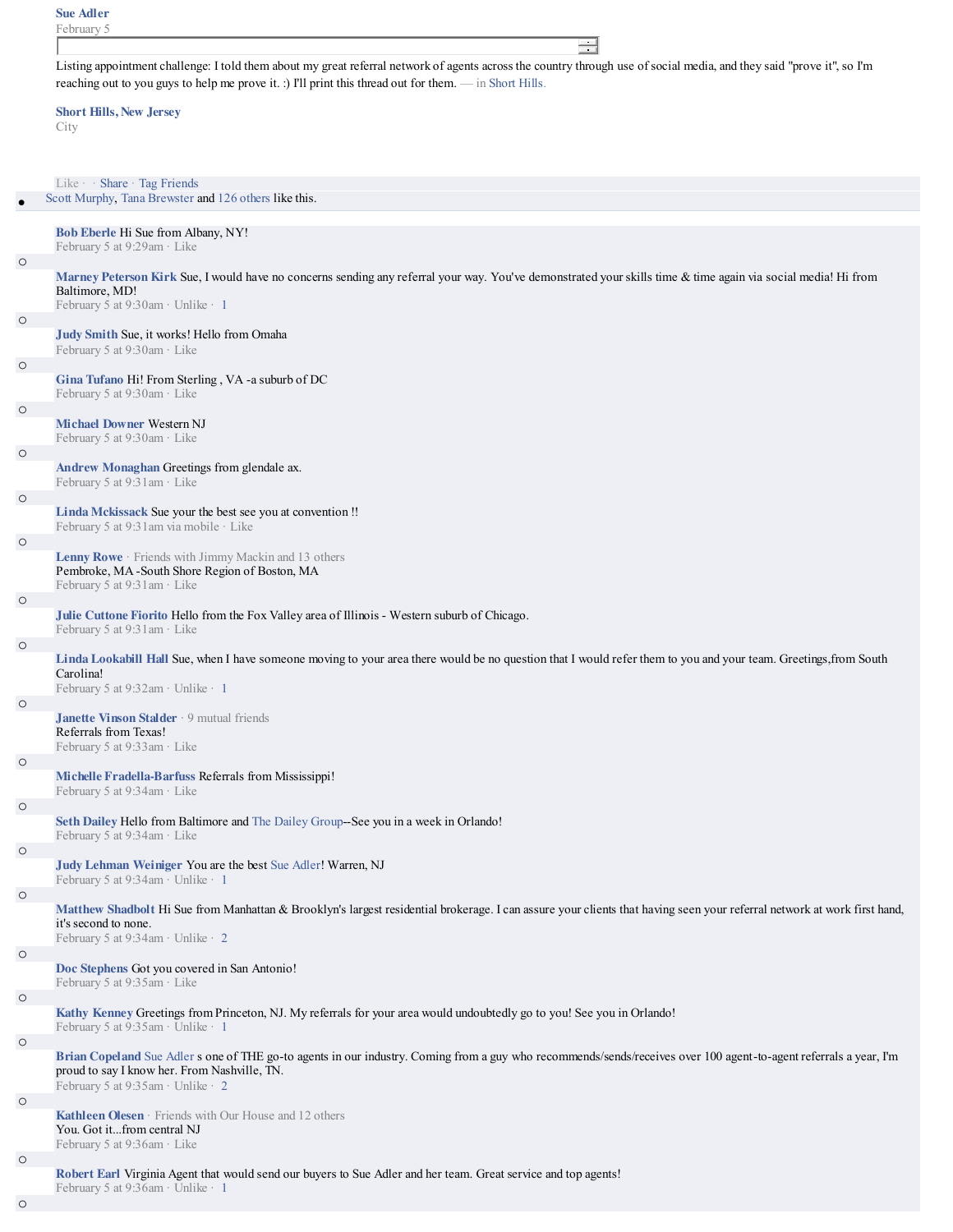**Sue Adler**
February 5

Listing appointment challenge: I told them about my great referral network of agents across the country through use of social media, and they said "prove it", so I'm reaching out to you guys to help me prove it. :) I'll print this thread out for them. — in Short Hills.

**Short Hills, New Jersey**
City

Like · · Share · Tag Friends

- Scott Murphy, Tana Brewster and 126 others like this.

**Bob Eberle** Hi Sue from Albany, NY!
February 5 at 9:29am · Like

**Marney Peterson Kirk** Sue, I would have no concerns sending any referral your way. You've demonstrated your skills time & time again via social media! Hi from Baltimore, MD!
February 5 at 9:30am · Unlike · 1

**Judy Smith** Sue, it works! Hello from Omaha
February 5 at 9:30am · Like

**Gina Tufano** Hi! From Sterling , VA -a suburb of DC
February 5 at 9:30am · Like

**Michael Downer** Western NJ
February 5 at 9:30am · Like

**Andrew Monaghan** Greetings from glendale ax.
February 5 at 9:31am · Like

**Linda Mckissack** Sue your the best see you at convention !!
February 5 at 9:31am via mobile · Like

**Lenny Rowe** · Friends with Jimmy Mackin and 13 others
Pembroke, MA -South Shore Region of Boston, MA
February 5 at 9:31am · Like

**Julie Cuttone Fiorito** Hello from the Fox Valley area of Illinois - Western suburb of Chicago.
February 5 at 9:31am · Like

**Linda Lookabill Hall** Sue, when I have someone moving to your area there would be no question that I would refer them to you and your team. Greetings,from South Carolina!
February 5 at 9:32am · Unlike · 1

**Janette Vinson Stalder** · 9 mutual friends
Referrals from Texas!
February 5 at 9:33am · Like

**Michelle Fradella-Barfuss** Referrals from Mississippi!
February 5 at 9:34am · Like

**Seth Dailey** Hello from Baltimore and The Dailey Group--See you in a week in Orlando!
February 5 at 9:34am · Like

**Judy Lehman Weiniger** You are the best Sue Adler! Warren, NJ
February 5 at 9:34am · Unlike · 1

**Matthew Shadbolt** Hi Sue from Manhattan & Brooklyn's largest residential brokerage. I can assure your clients that having seen your referral network at work first hand, it's second to none.
February 5 at 9:34am · Unlike · 2

**Doc Stephens** Got you covered in San Antonio!
February 5 at 9:35am · Like

**Kathy Kenney** Greetings from Princeton, NJ. My referrals for your area would undoubtedly go to you! See you in Orlando!
February 5 at 9:35am · Unlike · 1

**Brian Copeland** Sue Adler s one of THE go-to agents in our industry. Coming from a guy who recommends/sends/receives over 100 agent-to-agent referrals a year, I'm proud to say I know her. From Nashville, TN.
February 5 at 9:35am · Unlike · 2

**Kathleen Olesen** · Friends with Our House and 12 others
You. Got it...from central NJ
February 5 at 9:36am · Like

**Robert Earl** Virginia Agent that would send our buyers to Sue Adler and her team. Great service and top agents!
February 5 at 9:36am · Unlike · 1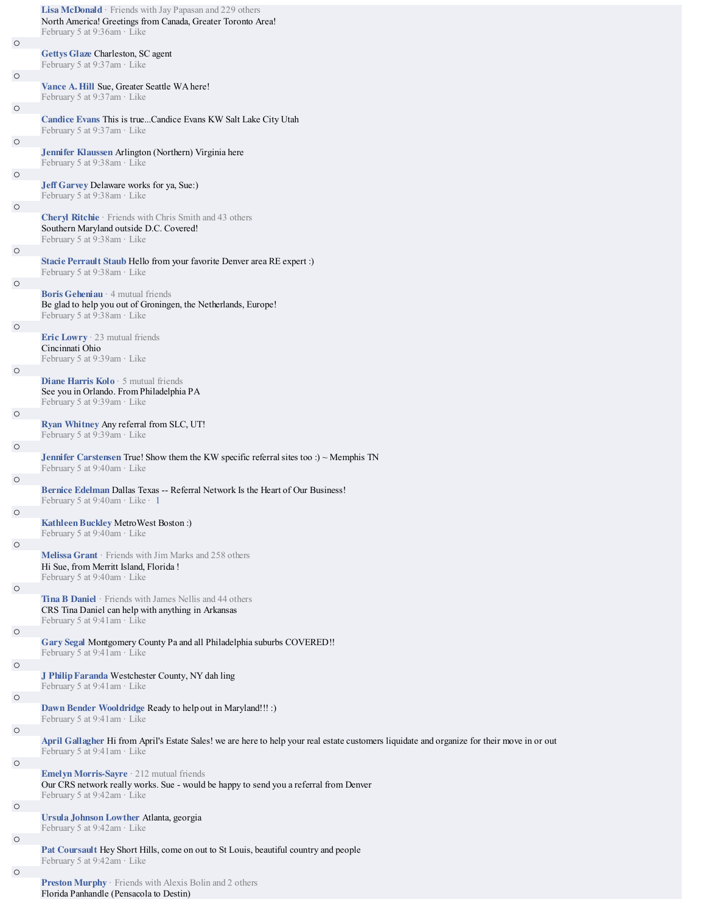- **Lisa McDonald** · Friends with Jay Papasan and 229 others
  North America! Greetings from Canada, Greater Toronto Area!
  February 5 at 9:36am · Like

- **Gettys Glaze** Charleston, SC agent
  February 5 at 9:37am · Like

- **Vance A. Hill** Sue, Greater Seattle WA here!
  February 5 at 9:37am · Like

- **Candice Evans** This is true...Candice Evans KW Salt Lake City Utah
  February 5 at 9:37am · Like

- **Jennifer Klaussen** Arlington (Northern) Virginia here
  February 5 at 9:38am · Like

- **Jeff Garvey** Delaware works for ya, Sue:)
  February 5 at 9:38am · Like

- **Cheryl Ritchie** · Friends with Chris Smith and 43 others
  Southern Maryland outside D.C. Covered!
  February 5 at 9:38am · Like

- **Stacie Perrault Staub** Hello from your favorite Denver area RE expert :)
  February 5 at 9:38am · Like

- **Boris Geheniau** · 4 mutual friends
  Be glad to help you out of Groningen, the Netherlands, Europe!
  February 5 at 9:38am · Like

- **Eric Lowry** · 23 mutual friends
  Cincinnati Ohio
  February 5 at 9:39am · Like

- **Diane Harris Kolo** · 5 mutual friends
  See you in Orlando. From Philadelphia PA
  February 5 at 9:39am · Like

- **Ryan Whitney** Any referral from SLC, UT!
  February 5 at 9:39am · Like

- **Jennifer Carstensen** True! Show them the KW specific referral sites too :) ~ Memphis TN
  February 5 at 9:40am · Like

- **Bernice Edelman** Dallas Texas -- Referral Network Is the Heart of Our Business!
  February 5 at 9:40am · Like · 1

- **Kathleen Buckley** MetroWest Boston :)
  February 5 at 9:40am · Like

- **Melissa Grant** · Friends with Jim Marks and 258 others
  Hi Sue, from Merritt Island, Florida !
  February 5 at 9:40am · Like

- **Tina B Daniel** · Friends with James Nellis and 44 others
  CRS Tina Daniel can help with anything in Arkansas
  February 5 at 9:41am · Like

- **Gary Segal** Montgomery County Pa and all Philadelphia suburbs COVERED!!
  February 5 at 9:41am · Like

- **J Philip Faranda** Westchester County, NY dah ling
  February 5 at 9:41am · Like

- **Dawn Bender Wooldridge** Ready to help out in Maryland!!! :)
  February 5 at 9:41am · Like

- **April Gallagher** Hi from April's Estate Sales! we are here to help your real estate customers liquidate and organize for their move in or out
  February 5 at 9:41am · Like

- **Emelyn Morris-Sayre** · 212 mutual friends
  Our CRS network really works. Sue - would be happy to send you a referral from Denver
  February 5 at 9:42am · Like

- **Ursula Johnson Lowther** Atlanta, georgia
  February 5 at 9:42am · Like

- **Pat Coursault** Hey Short Hills, come on out to St Louis, beautiful country and people
  February 5 at 9:42am · Like

- **Preston Murphy** · Friends with Alexis Bolin and 2 others
  Florida Panhandle (Pensacola to Destin)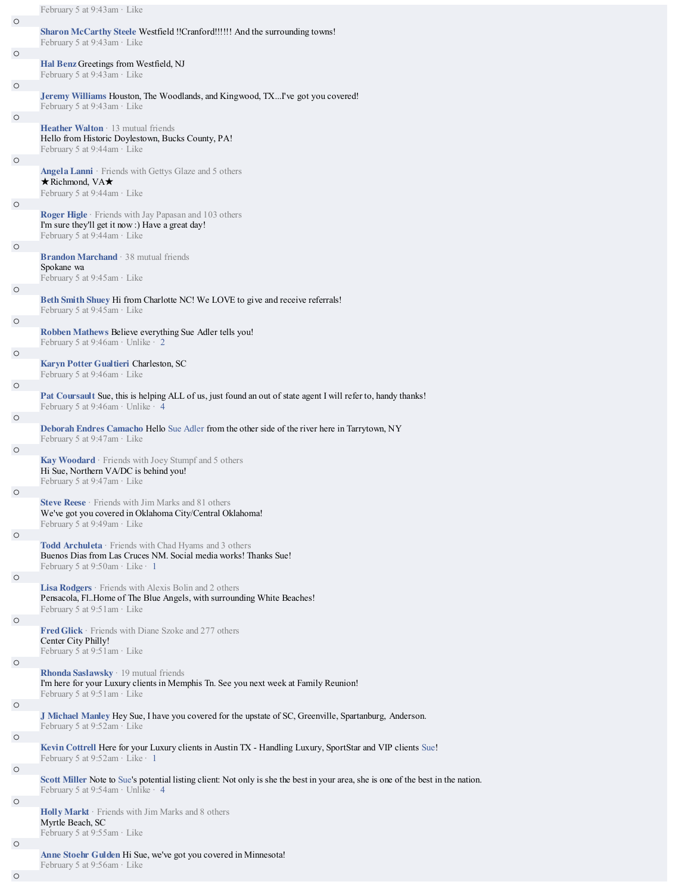February 5 at 9:43am · Like

- **Sharon McCarthy Steele** Westfield !!Cranford!!!!!! And the surrounding towns!
  February 5 at 9:43am · Like

- **Hal Benz** Greetings from Westfield, NJ
  February 5 at 9:43am · Like

- **Jeremy Williams** Houston, The Woodlands, and Kingwood, TX...I've got you covered!
  February 5 at 9:43am · Like

- **Heather Walton** · 13 mutual friends
  Hello from Historic Doylestown, Bucks County, PA!
  February 5 at 9:44am · Like

- **Angela Lanni** · Friends with Gettys Glaze and 5 others
  ★Richmond, VA★
  February 5 at 9:44am · Like

- **Roger Higle** · Friends with Jay Papasan and 103 others
  I'm sure they'll get it now :) Have a great day!
  February 5 at 9:44am · Like

- **Brandon Marchand** · 38 mutual friends
  Spokane wa
  February 5 at 9:45am · Like

- **Beth Smith Shuey** Hi from Charlotte NC! We LOVE to give and receive referrals!
  February 5 at 9:45am · Like

- **Robben Mathews** Believe everything Sue Adler tells you!
  February 5 at 9:46am · Unlike · 2

- **Karyn Potter Gualtieri** Charleston, SC
  February 5 at 9:46am · Like

- **Pat Coursault** Sue, this is helping ALL of us, just found an out of state agent I will refer to, handy thanks!
  February 5 at 9:46am · Unlike · 4

- **Deborah Endres Camacho** Hello Sue Adler from the other side of the river here in Tarrytown, NY
  February 5 at 9:47am · Like

- **Kay Woodard** · Friends with Joey Stumpf and 5 others
  Hi Sue, Northern VA/DC is behind you!
  February 5 at 9:47am · Like

- **Steve Reese** · Friends with Jim Marks and 81 others
  We've got you covered in Oklahoma City/Central Oklahoma!
  February 5 at 9:49am · Like

- **Todd Archuleta** · Friends with Chad Hyams and 3 others
  Buenos Dias from Las Cruces NM. Social media works! Thanks Sue!
  February 5 at 9:50am · Like · 1

- **Lisa Rodgers** · Friends with Alexis Bolin and 2 others
  Pensacola, Fl..Home of The Blue Angels, with surrounding White Beaches!
  February 5 at 9:51am · Like

- **Fred Glick** · Friends with Diane Szoke and 277 others
  Center City Philly!
  February 5 at 9:51am · Like

- **Rhonda Saslawsky** · 19 mutual friends
  I'm here for your Luxury clients in Memphis Tn. See you next week at Family Reunion!
  February 5 at 9:51am · Like

- **J Michael Manley** Hey Sue, I have you covered for the upstate of SC, Greenville, Spartanburg, Anderson.
  February 5 at 9:52am · Like

- **Kevin Cottrell** Here for your Luxury clients in Austin TX - Handling Luxury, SportStar and VIP clients Sue!
  February 5 at 9:52am · Like · 1

- **Scott Miller** Note to Sue's potential listing client: Not only is she the best in your area, she is one of the best in the nation.
  February 5 at 9:54am · Unlike · 4

- **Holly Markt** · Friends with Jim Marks and 8 others
  Myrtle Beach, SC
  February 5 at 9:55am · Like

- **Anne Stoehr Gulden** Hi Sue, we've got you covered in Minnesota!
  February 5 at 9:56am · Like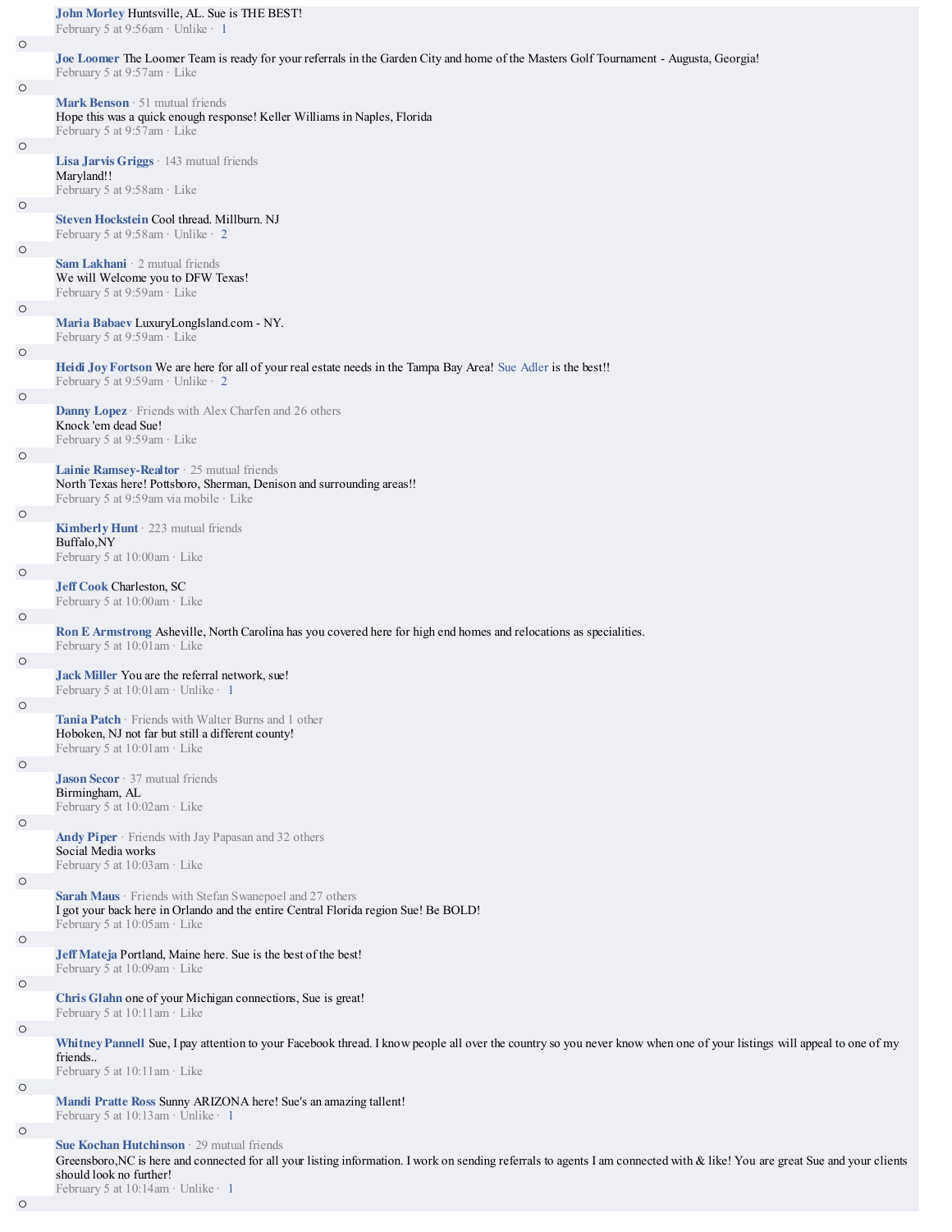**John Morley** Huntsville, AL. Sue is THE BEST!
February 5 at 9:56am · Unlike · 1

**Joe Loomer** The Loomer Team is ready for your referrals in the Garden City and home of the Masters Golf Tournament - Augusta, Georgia!
February 5 at 9:57am · Like

**Mark Benson** · 51 mutual friends
Hope this was a quick enough response! Keller Williams in Naples, Florida
February 5 at 9:57am · Like

**Lisa Jarvis Griggs** · 143 mutual friends
Maryland!!
February 5 at 9:58am · Like

**Steven Hockstein** Cool thread. Millburn. NJ
February 5 at 9:58am · Unlike · 2

**Sam Lakhani** · 2 mutual friends
We will Welcome you to DFW Texas!
February 5 at 9:59am · Like

**Maria Babaev** LuxuryLongIsland.com - NY.
February 5 at 9:59am · Like

**Heidi Joy Fortson** We are here for all of your real estate needs in the Tampa Bay Area! Sue Adler is the best!!
February 5 at 9:59am · Unlike · 2

**Danny Lopez** · Friends with Alex Charfen and 26 others
Knock 'em dead Sue!
February 5 at 9:59am · Like

**Lainie Ramsey-Realtor** · 25 mutual friends
North Texas here! Pottsboro, Sherman, Denison and surrounding areas!!
February 5 at 9:59am via mobile · Like

**Kimberly Hunt** · 223 mutual friends
Buffalo,NY
February 5 at 10:00am · Like

**Jeff Cook** Charleston, SC
February 5 at 10:00am · Like

**Ron E Armstrong** Asheville, North Carolina has you covered here for high end homes and relocations as specialities.
February 5 at 10:01am · Like

**Jack Miller** You are the referral network, sue!
February 5 at 10:01am · Unlike · 1

**Tania Patch** · Friends with Walter Burns and 1 other
Hoboken, NJ not far but still a different county!
February 5 at 10:01am · Like

**Jason Secor** · 37 mutual friends
Birmingham, AL
February 5 at 10:02am · Like

**Andy Piper** · Friends with Jay Papasan and 32 others
Social Media works
February 5 at 10:03am · Like

**Sarah Maus** · Friends with Stefan Swanepoel and 27 others
I got your back here in Orlando and the entire Central Florida region Sue! Be BOLD!
February 5 at 10:05am · Like

**Jeff Mateja** Portland, Maine here. Sue is the best of the best!
February 5 at 10:09am · Like

**Chris Glahn** one of your Michigan connections, Sue is great!
February 5 at 10:11am · Like

**Whitney Pannell** Sue, I pay attention to your Facebook thread. I know people all over the country so you never know when one of your listings will appeal to one of my friends..
February 5 at 10:11am · Like

**Mandi Pratte Ross** Sunny ARIZONA here! Sue's an amazing tallent!
February 5 at 10:13am · Unlike · 1

**Sue Kochan Hutchinson** · 29 mutual friends
Greensboro,NC is here and connected for all your listing information. I work on sending referrals to agents I am connected with & like! You are great Sue and your clients should look no further!
February 5 at 10:14am · Unlike · 1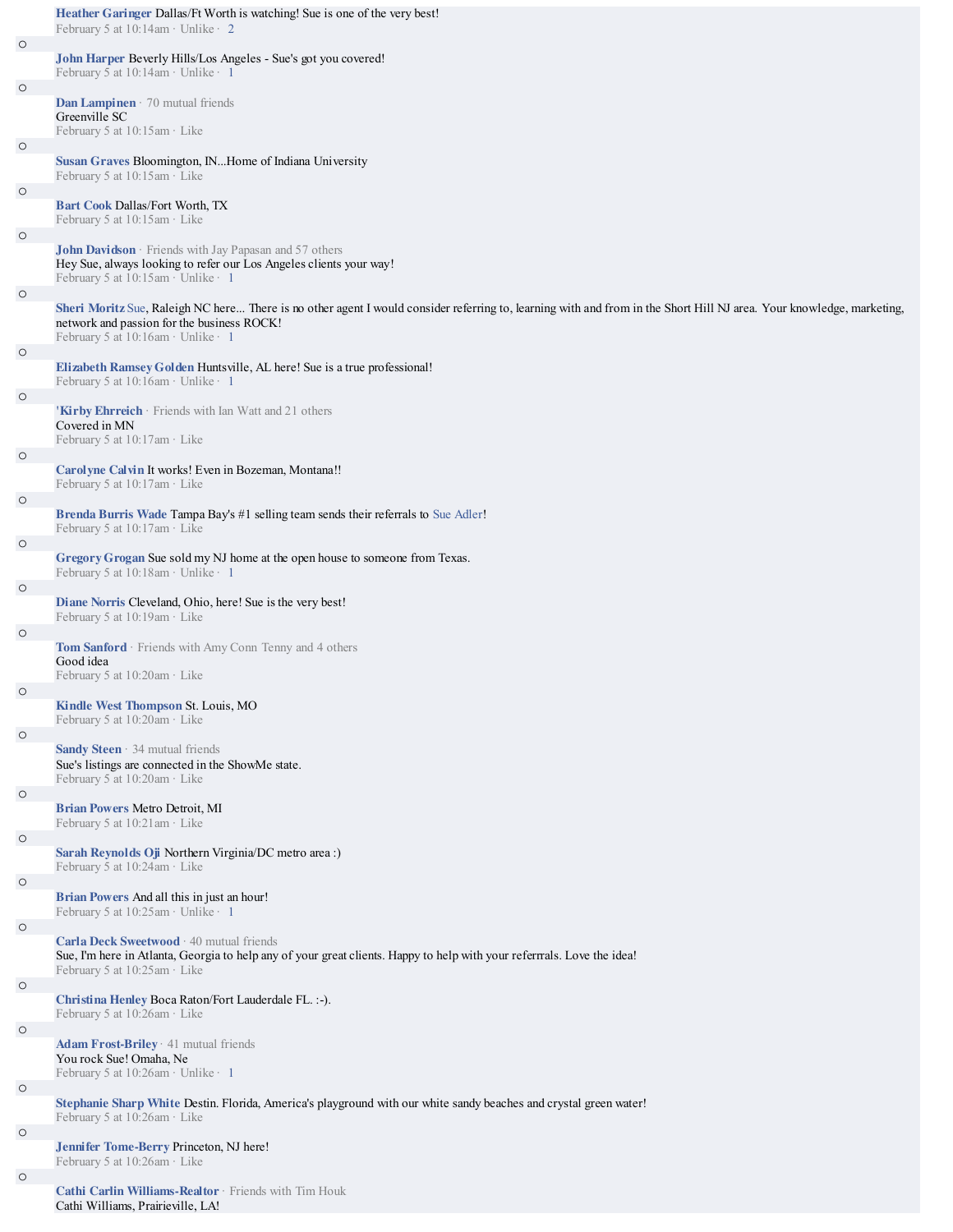- **Heather Garinger** Dallas/Ft Worth is watching! Sue is one of the very best!
  February 5 at 10:14am · Unlike · 2

- **John Harper** Beverly Hills/Los Angeles - Sue's got you covered!
  February 5 at 10:14am · Unlike · 1

- **Dan Lampinen** · 70 mutual friends
  Greenville SC
  February 5 at 10:15am · Like

- **Susan Graves** Bloomington, IN...Home of Indiana University
  February 5 at 10:15am · Like

- **Bart Cook** Dallas/Fort Worth, TX
  February 5 at 10:15am · Like

- **John Davidson** · Friends with Jay Papasan and 57 others
  Hey Sue, always looking to refer our Los Angeles clients your way!
  February 5 at 10:15am · Unlike · 1

- **Sheri Moritz** Sue, Raleigh NC here... There is no other agent I would consider referring to, learning with and from in the Short Hill NJ area. Your knowledge, marketing, network and passion for the business ROCK!
  February 5 at 10:16am · Unlike · 1

- **Elizabeth Ramsey Golden** Huntsville, AL here! Sue is a true professional!
  February 5 at 10:16am · Unlike · 1

- **'Kirby Ehrreich** · Friends with Ian Watt and 21 others
  Covered in MN
  February 5 at 10:17am · Like

- **Carolyne Calvin** It works! Even in Bozeman, Montana!!
  February 5 at 10:17am · Like

- **Brenda Burris Wade** Tampa Bay's #1 selling team sends their referrals to Sue Adler!
  February 5 at 10:17am · Like

- **Gregory Grogan** Sue sold my NJ home at the open house to someone from Texas.
  February 5 at 10:18am · Unlike · 1

- **Diane Norris** Cleveland, Ohio, here! Sue is the very best!
  February 5 at 10:19am · Like

- **Tom Sanford** · Friends with Amy Conn Tenny and 4 others
  Good idea
  February 5 at 10:20am · Like

- **Kindle West Thompson** St. Louis, MO
  February 5 at 10:20am · Like

- **Sandy Steen** · 34 mutual friends
  Sue's listings are connected in the ShowMe state.
  February 5 at 10:20am · Like

- **Brian Powers** Metro Detroit, MI
  February 5 at 10:21am · Like

- **Sarah Reynolds Oji** Northern Virginia/DC metro area :)
  February 5 at 10:24am · Like

- **Brian Powers** And all this in just an hour!
  February 5 at 10:25am · Unlike · 1

- **Carla Deck Sweetwood** · 40 mutual friends
  Sue, I'm here in Atlanta, Georgia to help any of your great clients. Happy to help with your referrrals. Love the idea!
  February 5 at 10:25am · Like

- **Christina Henley** Boca Raton/Fort Lauderdale FL. :-).
  February 5 at 10:26am · Like

- **Adam Frost-Briley** · 41 mutual friends
  You rock Sue! Omaha, Ne
  February 5 at 10:26am · Unlike · 1

- **Stephanie Sharp White** Destin. Florida, America's playground with our white sandy beaches and crystal green water!
  February 5 at 10:26am · Like

- **Jennifer Tome-Berry** Princeton, NJ here!
  February 5 at 10:26am · Like

- **Cathi Carlin Williams-Realtor** · Friends with Tim Houk
  Cathi Williams, Prairieville, LA!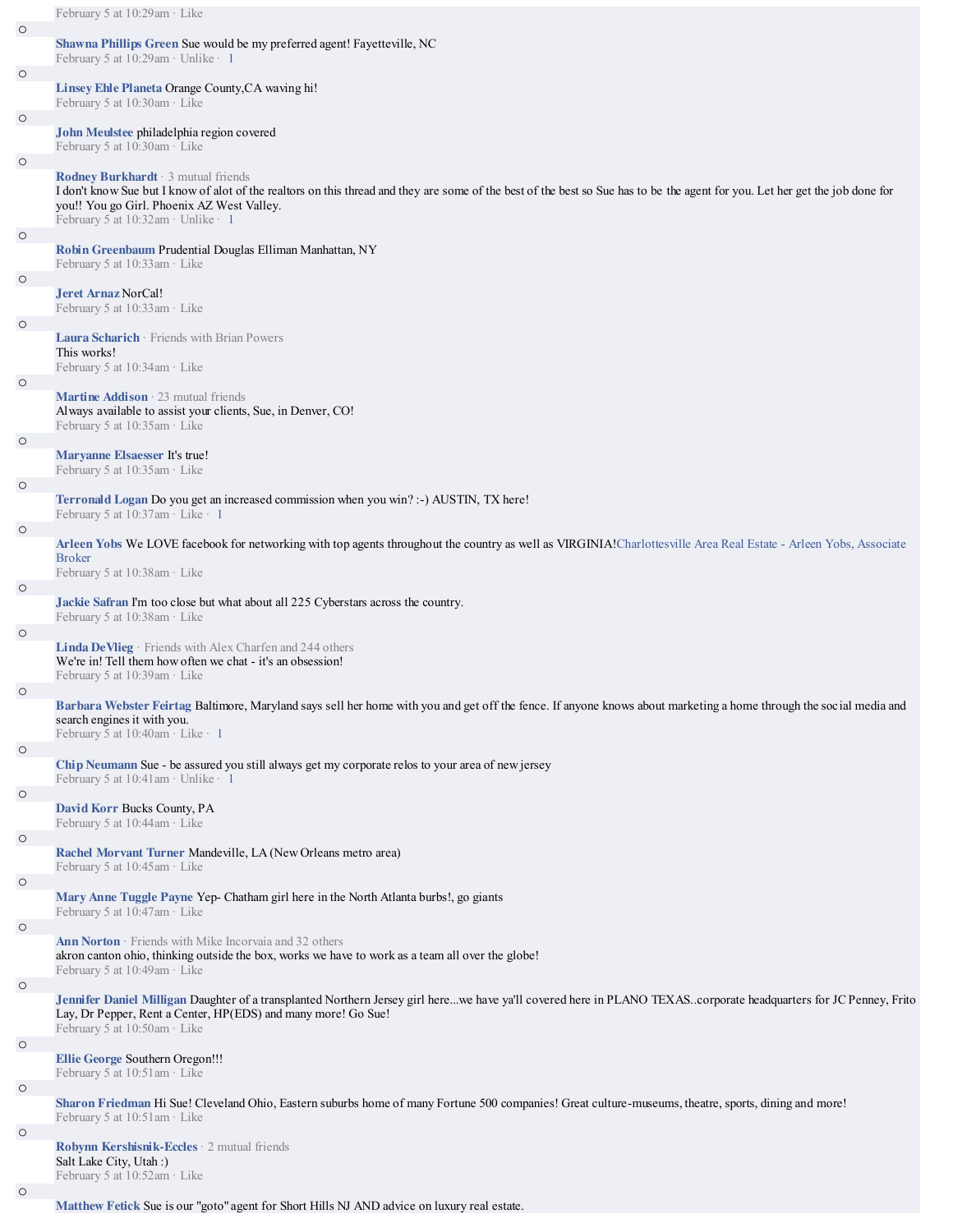February 5 at 10:29am · Like

- **Shawna Phillips Green** Sue would be my preferred agent! Fayetteville, NC
  February 5 at 10:29am · Unlike · 1

- **Linsey Ehle Planeta** Orange County,CA waving hi!
  February 5 at 10:30am · Like

- **John Meulstee** philadelphia region covered
  February 5 at 10:30am · Like

- **Rodney Burkhardt** · 3 mutual friends
  I don't know Sue but I know of alot of the realtors on this thread and they are some of the best of the best so Sue has to be the agent for you. Let her get the job done for you!! You go Girl. Phoenix AZ West Valley.
  February 5 at 10:32am · Unlike · 1

- **Robin Greenbaum** Prudential Douglas Elliman Manhattan, NY
  February 5 at 10:33am · Like

- **Jeret Arnaz** NorCal!
  February 5 at 10:33am · Like

- **Laura Scharich** · Friends with Brian Powers
  This works!
  February 5 at 10:34am · Like

- **Martine Addison** · 23 mutual friends
  Always available to assist your clients, Sue, in Denver, CO!
  February 5 at 10:35am · Like

- **Maryanne Elsaesser** It's true!
  February 5 at 10:35am · Like

- **Terronald Logan** Do you get an increased commission when you win? :-) AUSTIN, TX here!
  February 5 at 10:37am · Like · 1

- **Arleen Yobs** We LOVE facebook for networking with top agents throughout the country as well as VIRGINIA!Charlottesville Area Real Estate - Arleen Yobs, Associate Broker
  February 5 at 10:38am · Like

- **Jackie Safran** I'm too close but what about all 225 Cyberstars across the country.
  February 5 at 10:38am · Like

- **Linda DeVlieg** · Friends with Alex Charfen and 244 others
  We're in! Tell them how often we chat - it's an obsession!
  February 5 at 10:39am · Like

- **Barbara Webster Feirtag** Baltimore, Maryland says sell her home with you and get off the fence. If anyone knows about marketing a home through the social media and search engines it with you.
  February 5 at 10:40am · Like · 1

- **Chip Neumann** Sue - be assured you still always get my corporate relos to your area of new jersey
  February 5 at 10:41am · Unlike · 1

- **David Korr** Bucks County, PA
  February 5 at 10:44am · Like

- **Rachel Morvant Turner** Mandeville, LA (New Orleans metro area)
  February 5 at 10:45am · Like

- **Mary Anne Tuggle Payne** Yep- Chatham girl here in the North Atlanta burbs!, go giants
  February 5 at 10:47am · Like

- **Ann Norton** · Friends with Mike Incorvaia and 32 others
  akron canton ohio, thinking outside the box, works we have to work as a team all over the globe!
  February 5 at 10:49am · Like

- **Jennifer Daniel Milligan** Daughter of a transplanted Northern Jersey girl here...we have ya'll covered here in PLANO TEXAS..corporate headquarters for JC Penney, Frito Lay, Dr Pepper, Rent a Center, HP(EDS) and many more! Go Sue!
  February 5 at 10:50am · Like

- **Ellie George** Southern Oregon!!!
  February 5 at 10:51am · Like

- **Sharon Friedman** Hi Sue! Cleveland Ohio, Eastern suburbs home of many Fortune 500 companies! Great culture-museums, theatre, sports, dining and more!
  February 5 at 10:51am · Like

- **Robynn Kershisnik-Eccles** · 2 mutual friends
  Salt Lake City, Utah :)
  February 5 at 10:52am · Like

- **Matthew Fetick** Sue is our "goto" agent for Short Hills NJ AND advice on luxury real estate.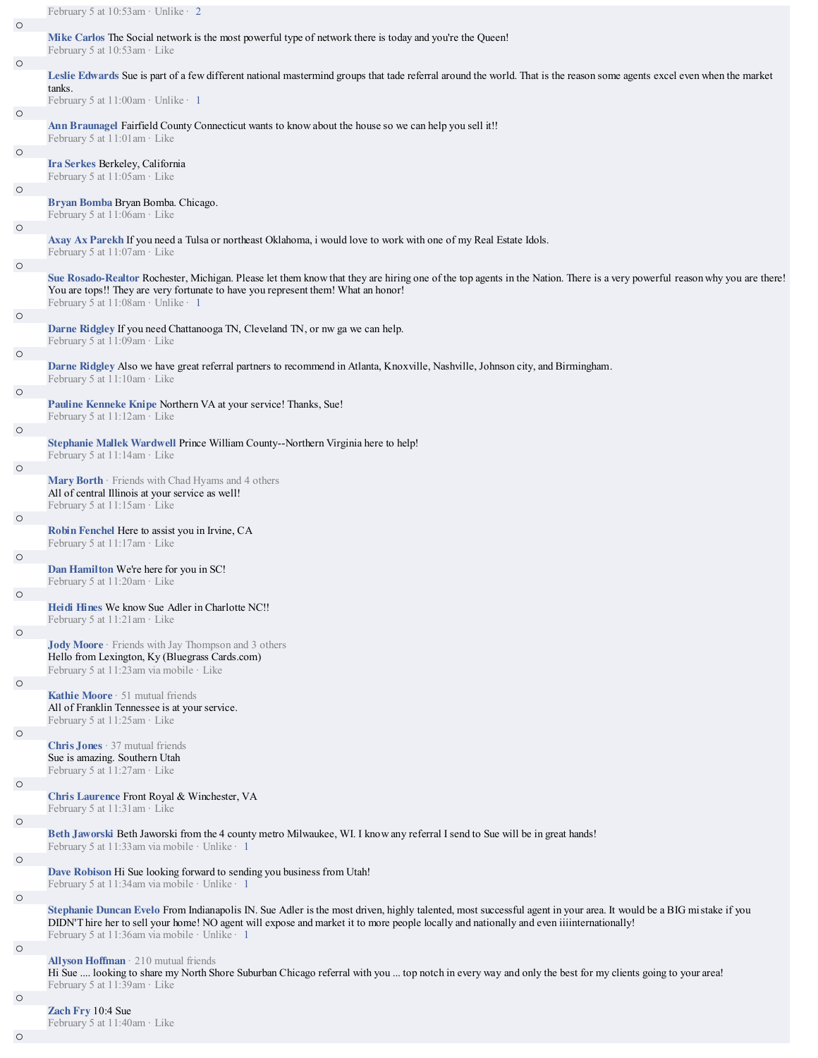February 5 at 10:53am · Unlike · 2

- **Mike Carlos** The Social network is the most powerful type of network there is today and you're the Queen!
  February 5 at 10:53am · Like

- **Leslie Edwards** Sue is part of a few different national mastermind groups that tade referral around the world. That is the reason some agents excel even when the market tanks.
  February 5 at 11:00am · Unlike · 1

- **Ann Braunagel** Fairfield County Connecticut wants to know about the house so we can help you sell it!!
  February 5 at 11:01am · Like

- **Ira Serkes** Berkeley, California
  February 5 at 11:05am · Like

- **Bryan Bomba** Bryan Bomba. Chicago.
  February 5 at 11:06am · Like

- **Axay Ax Parekh** If you need a Tulsa or northeast Oklahoma, i would love to work with one of my Real Estate Idols.
  February 5 at 11:07am · Like

- **Sue Rosado-Realtor** Rochester, Michigan. Please let them know that they are hiring one of the top agents in the Nation. There is a very powerful reason why you are there! You are tops!! They are very fortunate to have you represent them! What an honor!
  February 5 at 11:08am · Unlike · 1

- **Darne Ridgley** If you need Chattanooga TN, Cleveland TN, or nw ga we can help.
  February 5 at 11:09am · Like

- **Darne Ridgley** Also we have great referral partners to recommend in Atlanta, Knoxville, Nashville, Johnson city, and Birmingham.
  February 5 at 11:10am · Like

- **Pauline Kenneke Knipe** Northern VA at your service! Thanks, Sue!
  February 5 at 11:12am · Like

- **Stephanie Mallek Wardwell** Prince William County--Northern Virginia here to help!
  February 5 at 11:14am · Like

- **Mary Borth** · Friends with Chad Hyams and 4 others
  All of central Illinois at your service as well!
  February 5 at 11:15am · Like

- **Robin Fenchel** Here to assist you in Irvine, CA
  February 5 at 11:17am · Like

- **Dan Hamilton** We're here for you in SC!
  February 5 at 11:20am · Like

- **Heidi Hines** We know Sue Adler in Charlotte NC!!
  February 5 at 11:21am · Like

- **Jody Moore** · Friends with Jay Thompson and 3 others
  Hello from Lexington, Ky (Bluegrass Cards.com)
  February 5 at 11:23am via mobile · Like

- **Kathie Moore** · 51 mutual friends
  All of Franklin Tennessee is at your service.
  February 5 at 11:25am · Like

- **Chris Jones** · 37 mutual friends
  Sue is amazing. Southern Utah
  February 5 at 11:27am · Like

- **Chris Laurence** Front Royal & Winchester, VA
  February 5 at 11:31am · Like

- **Beth Jaworski** Beth Jaworski from the 4 county metro Milwaukee, WI. I know any referral I send to Sue will be in great hands!
  February 5 at 11:33am via mobile · Unlike · 1

- **Dave Robison** Hi Sue looking forward to sending you business from Utah!
  February 5 at 11:34am via mobile · Unlike · 1

- **Stephanie Duncan Evelo** From Indianapolis IN. Sue Adler is the most driven, highly talented, most successful agent in your area. It would be a BIG mistake if you DIDN'T hire her to sell your home! NO agent will expose and market it to more people locally and nationally and even iiiinternationally!
  February 5 at 11:36am via mobile · Unlike · 1

- **Allyson Hoffman** · 210 mutual friends
  Hi Sue .... looking to share my North Shore Suburban Chicago referral with you ... top notch in every way and only the best for my clients going to your area!
  February 5 at 11:39am · Like

- **Zach Fry** 10:4 Sue
  February 5 at 11:40am · Like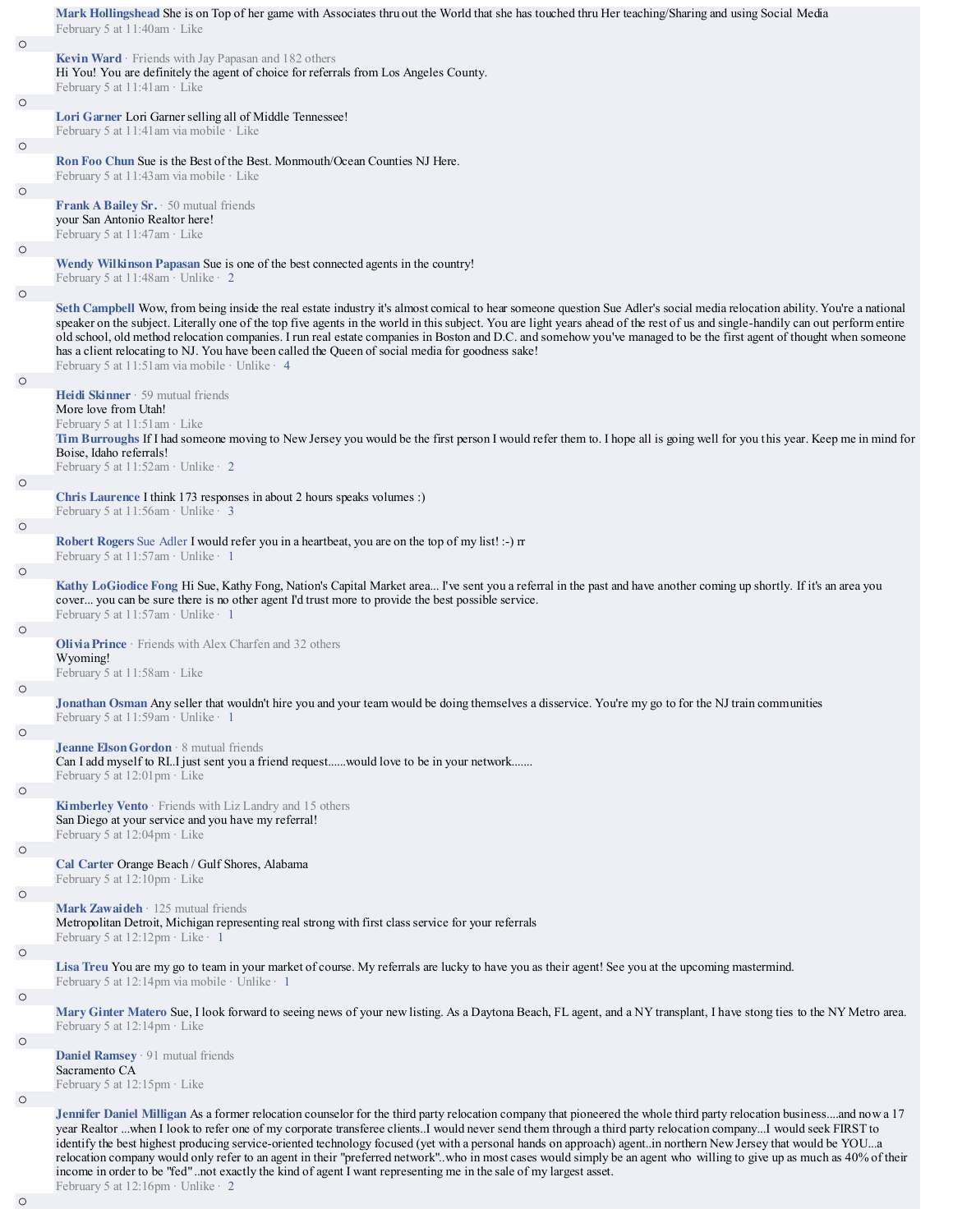**Mark Hollingshead** She is on Top of her game with Associates thru out the World that she has touched thru Her teaching/Sharing and using Social Media
February 5 at 11:40am · Like

**Kevin Ward** · Friends with Jay Papasan and 182 others
Hi You! You are definitely the agent of choice for referrals from Los Angeles County.
February 5 at 11:41am · Like

**Lori Garner** Lori Garner selling all of Middle Tennessee!
February 5 at 11:41am via mobile · Like

**Ron Foo Chun** Sue is the Best of the Best. Monmouth/Ocean Counties NJ Here.
February 5 at 11:43am via mobile · Like

**Frank A Bailey Sr.** · 50 mutual friends
your San Antonio Realtor here!
February 5 at 11:47am · Like

**Wendy Wilkinson Papasan** Sue is one of the best connected agents in the country!
February 5 at 11:48am · Unlike · 2

**Seth Campbell** Wow, from being inside the real estate industry it's almost comical to hear someone question Sue Adler's social media relocation ability. You're a national speaker on the subject. Literally one of the top five agents in the world in this subject. You are light years ahead of the rest of us and single-handily can out perform entire old school, old method relocation companies. I run real estate companies in Boston and D.C. and somehow you've managed to be the first agent of thought when someone has a client relocating to NJ. You have been called the Queen of social media for goodness sake!
February 5 at 11:51am via mobile · Unlike · 4

**Heidi Skinner** · 59 mutual friends
More love from Utah!
February 5 at 11:51am · Like

**Tim Burroughs** If I had someone moving to New Jersey you would be the first person I would refer them to. I hope all is going well for you this year. Keep me in mind for Boise, Idaho referrals!
February 5 at 11:52am · Unlike · 2

**Chris Laurence** I think 173 responses in about 2 hours speaks volumes :)
February 5 at 11:56am · Unlike · 3

**Robert Rogers** Sue Adler I would refer you in a heartbeat, you are on the top of my list! :-) rr
February 5 at 11:57am · Unlike · 1

**Kathy LoGiodice Fong** Hi Sue, Kathy Fong, Nation's Capital Market area... I've sent you a referral in the past and have another coming up shortly. If it's an area you cover... you can be sure there is no other agent I'd trust more to provide the best possible service.
February 5 at 11:57am · Unlike · 1

**Olivia Prince** · Friends with Alex Charfen and 32 others
Wyoming!
February 5 at 11:58am · Like

**Jonathan Osman** Any seller that wouldn't hire you and your team would be doing themselves a disservice. You're my go to for the NJ train communities
February 5 at 11:59am · Unlike · 1

**Jeanne Elson Gordon** · 8 mutual friends
Can I add myself to RI..I just sent you a friend request......would love to be in your network.......
February 5 at 12:01pm · Like

**Kimberley Vento** · Friends with Liz Landry and 15 others
San Diego at your service and you have my referral!
February 5 at 12:04pm · Like

**Cal Carter** Orange Beach / Gulf Shores, Alabama
February 5 at 12:10pm · Like

**Mark Zawaideh** · 125 mutual friends
Metropolitan Detroit, Michigan representing real strong with first class service for your referrals
February 5 at 12:12pm · Like · 1

**Lisa Treu** You are my go to team in your market of course. My referrals are lucky to have you as their agent! See you at the upcoming mastermind.
February 5 at 12:14pm via mobile · Unlike · 1

**Mary Ginter Matero** Sue, I look forward to seeing news of your new listing. As a Daytona Beach, FL agent, and a NY transplant, I have stong ties to the NY Metro area.
February 5 at 12:14pm · Like

**Daniel Ramsey** · 91 mutual friends
Sacramento CA
February 5 at 12:15pm · Like

**Jennifer Daniel Milligan** As a former relocation counselor for the third party relocation company that pioneered the whole third party relocation business....and now a 17 year Realtor ...when I look to refer one of my corporate transferee clients..I would never send them through a third party relocation company...I would seek FIRST to identify the best highest producing service-oriented technology focused (yet with a personal hands on approach) agent..in northern New Jersey that would be YOU...a relocation company would only refer to an agent in their "preferred network"..who in most cases would simply be an agent who willing to give up as much as 40% of their income in order to be "fed" ..not exactly the kind of agent I want representing me in the sale of my largest asset.
February 5 at 12:16pm · Unlike · 2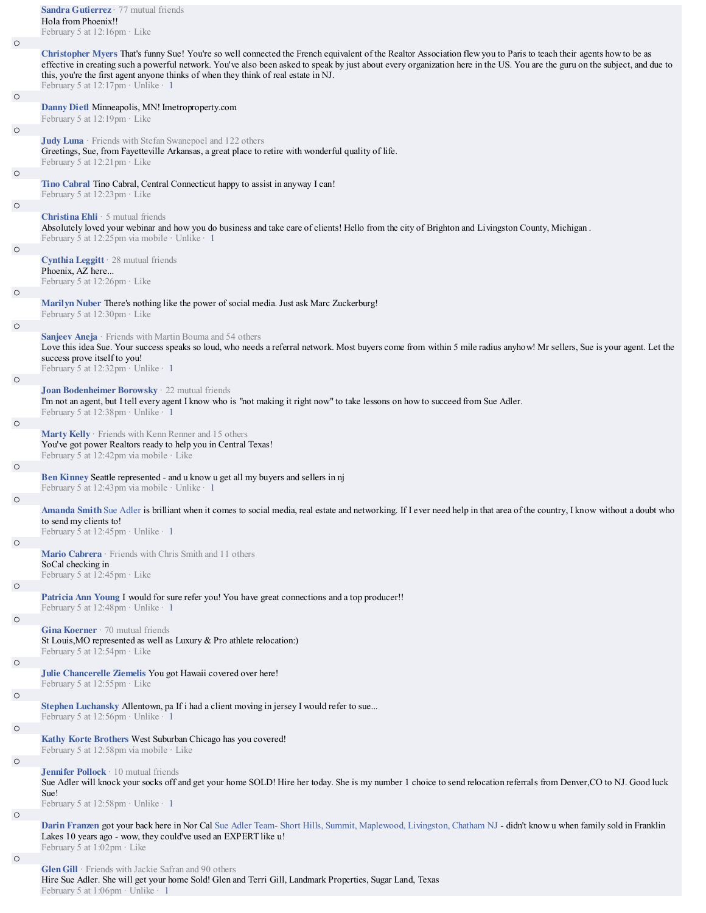**Sandra Gutierrez** · 77 mutual friends
Hola from Phoenix!!
February 5 at 12:16pm · Like

**Christopher Myers** That's funny Sue! You're so well connected the French equivalent of the Realtor Association flew you to Paris to teach their agents how to be as effective in creating such a powerful network. You've also been asked to speak by just about every organization here in the US. You are the guru on the subject, and due to this, you're the first agent anyone thinks of when they think of real estate in NJ.
February 5 at 12:17pm · Unlike · 1

**Danny Dietl** Minneapolis, MN! Imetroproperty.com
February 5 at 12:19pm · Like

**Judy Luna** · Friends with Stefan Swanepoel and 122 others
Greetings, Sue, from Fayetteville Arkansas, a great place to retire with wonderful quality of life.
February 5 at 12:21pm · Like

**Tino Cabral** Tino Cabral, Central Connecticut happy to assist in anyway I can!
February 5 at 12:23pm · Like

**Christina Ehli** · 5 mutual friends
Absolutely loved your webinar and how you do business and take care of clients! Hello from the city of Brighton and Livingston County, Michigan .
February 5 at 12:25pm via mobile · Unlike · 1

**Cynthia Leggitt** · 28 mutual friends
Phoenix, AZ here...
February 5 at 12:26pm · Like

**Marilyn Nuber** There's nothing like the power of social media. Just ask Marc Zuckerburg!
February 5 at 12:30pm · Like

**Sanjeev Aneja** · Friends with Martin Bouma and 54 others
Love this idea Sue. Your success speaks so loud, who needs a referral network. Most buyers come from within 5 mile radius anyhow! Mr sellers, Sue is your agent. Let the success prove itself to you!
February 5 at 12:32pm · Unlike · 1

**Joan Bodenheimer Borowsky** · 22 mutual friends
I'm not an agent, but I tell every agent I know who is "not making it right now" to take lessons on how to succeed from Sue Adler.
February 5 at 12:38pm · Unlike · 1

**Marty Kelly** · Friends with Kenn Renner and 15 others
You've got power Realtors ready to help you in Central Texas!
February 5 at 12:42pm via mobile · Like

**Ben Kinney** Seattle represented - and u know u get all my buyers and sellers in nj
February 5 at 12:43pm via mobile · Unlike · 1

**Amanda Smith** Sue Adler is brilliant when it comes to social media, real estate and networking. If I ever need help in that area of the country, I know without a doubt who to send my clients to!
February 5 at 12:45pm · Unlike · 1

**Mario Cabrera** · Friends with Chris Smith and 11 others
SoCal checking in
February 5 at 12:45pm · Like

**Patricia Ann Young** I would for sure refer you! You have great connections and a top producer!!
February 5 at 12:48pm · Unlike · 1

**Gina Koerner** · 70 mutual friends
St Louis,MO represented as well as Luxury & Pro athlete relocation:)
February 5 at 12:54pm · Like

**Julie Chancerelle Ziemelis** You got Hawaii covered over here!
February 5 at 12:55pm · Like

**Stephen Luchansky** Allentown, pa If i had a client moving in jersey I would refer to sue...
February 5 at 12:56pm · Unlike · 1

**Kathy Korte Brothers** West Suburban Chicago has you covered!
February 5 at 12:58pm via mobile · Like

**Jennifer Pollock** · 10 mutual friends
Sue Adler will knock your socks off and get your home SOLD! Hire her today. She is my number 1 choice to send relocation referrals from Denver,CO to NJ. Good luck Sue!
February 5 at 12:58pm · Unlike · 1

**Darin Franzen** got your back here in Nor Cal Sue Adler Team- Short Hills, Summit, Maplewood, Livingston, Chatham NJ - didn't know u when family sold in Franklin Lakes 10 years ago - wow, they could've used an EXPERT like u!
February 5 at 1:02pm · Like

**Glen Gill** · Friends with Jackie Safran and 90 others
Hire Sue Adler. She will get your home Sold! Glen and Terri Gill, Landmark Properties, Sugar Land, Texas
February 5 at 1:06pm · Unlike · 1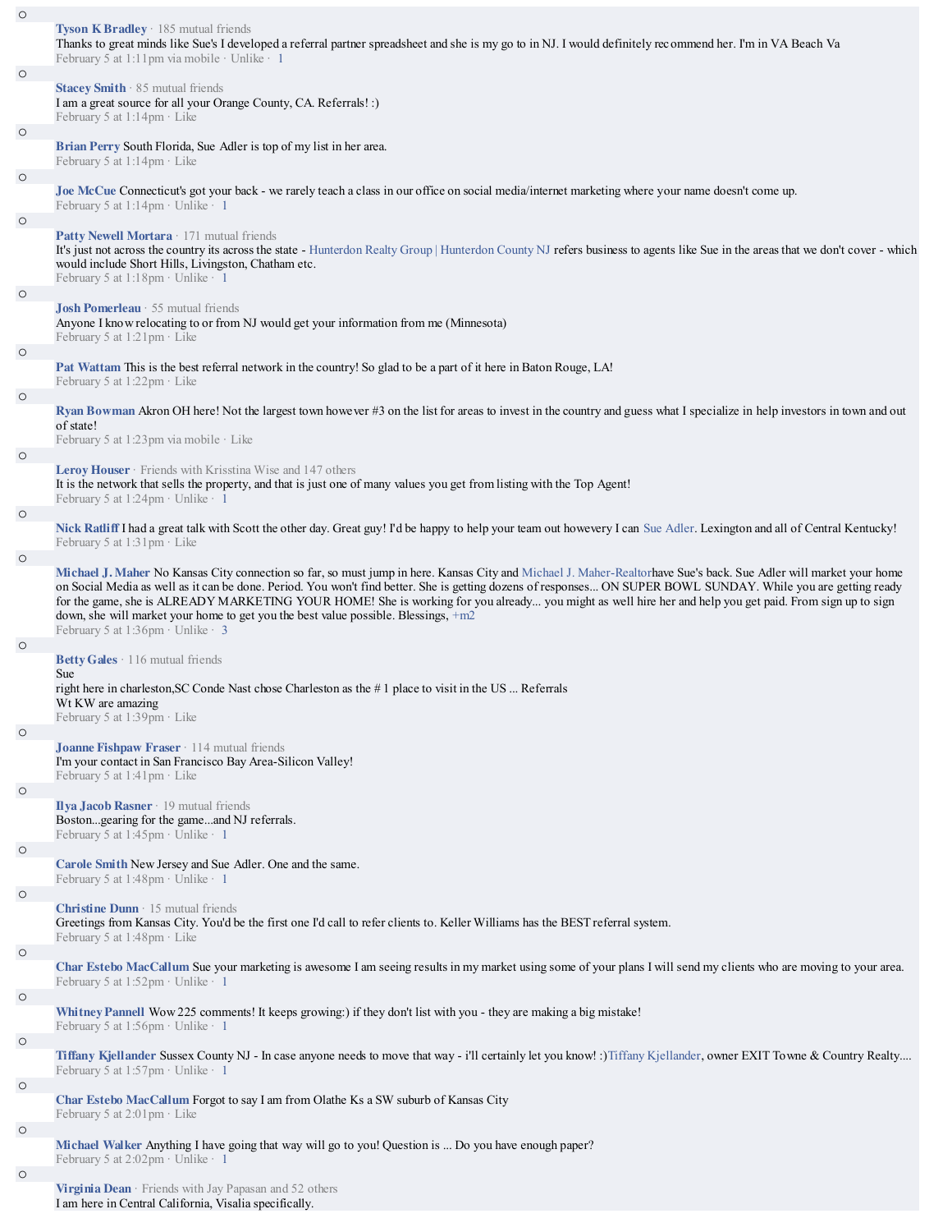- **Tyson K Bradley** · 185 mutual friends
  Thanks to great minds like Sue's I developed a referral partner spreadsheet and she is my go to in NJ. I would definitely recommend her. I'm in VA Beach Va
  February 5 at 1:11pm via mobile · Unlike · 1

- **Stacey Smith** · 85 mutual friends
  I am a great source for all your Orange County, CA. Referrals! :)
  February 5 at 1:14pm · Like

- **Brian Perry** South Florida, Sue Adler is top of my list in her area.
  February 5 at 1:14pm · Like

- **Joe McCue** Connecticut's got your back - we rarely teach a class in our office on social media/internet marketing where your name doesn't come up.
  February 5 at 1:14pm · Unlike · 1

- **Patty Newell Mortara** · 171 mutual friends
  It's just not across the country its across the state - Hunterdon Realty Group | Hunterdon County NJ refers business to agents like Sue in the areas that we don't cover - which would include Short Hills, Livingston, Chatham etc.
  February 5 at 1:18pm · Unlike · 1

- **Josh Pomerleau** · 55 mutual friends
  Anyone I know relocating to or from NJ would get your information from me (Minnesota)
  February 5 at 1:21pm · Like

- **Pat Wattam** This is the best referral network in the country! So glad to be a part of it here in Baton Rouge, LA!
  February 5 at 1:22pm · Like

- **Ryan Bowman** Akron OH here! Not the largest town however #3 on the list for areas to invest in the country and guess what I specialize in help investors in town and out of state!
  February 5 at 1:23pm via mobile · Like

- **Leroy Houser** · Friends with Krisstina Wise and 147 others
  It is the network that sells the property, and that is just one of many values you get from listing with the Top Agent!
  February 5 at 1:24pm · Unlike · 1

- **Nick Ratliff** I had a great talk with Scott the other day. Great guy! I'd be happy to help your team out howevery I can Sue Adler. Lexington and all of Central Kentucky!
  February 5 at 1:31pm · Like

- **Michael J. Maher** No Kansas City connection so far, so must jump in here. Kansas City and Michael J. Maher-Realtorhave Sue's back. Sue Adler will market your home on Social Media as well as it can be done. Period. You won't find better. She is getting dozens of responses... ON SUPER BOWL SUNDAY. While you are getting ready for the game, she is ALREADY MARKETING YOUR HOME! She is working for you already... you might as well hire her and help you get paid. From sign up to sign down, she will market your home to get you the best value possible. Blessings, +m2
  February 5 at 1:36pm · Unlike · 3

- **Betty Gales** · 116 mutual friends
  Sue
  right here in charleston,SC Conde Nast chose Charleston as the # 1 place to visit in the US ... Referrals
  Wt KW are amazing
  February 5 at 1:39pm · Like

- **Joanne Fishpaw Fraser** · 114 mutual friends
  I'm your contact in San Francisco Bay Area-Silicon Valley!
  February 5 at 1:41pm · Like

- **Ilya Jacob Rasner** · 19 mutual friends
  Boston...gearing for the game...and NJ referrals.
  February 5 at 1:45pm · Unlike · 1

- **Carole Smith** New Jersey and Sue Adler. One and the same.
  February 5 at 1:48pm · Unlike · 1

- **Christine Dunn** · 15 mutual friends
  Greetings from Kansas City. You'd be the first one I'd call to refer clients to. Keller Williams has the BEST referral system.
  February 5 at 1:48pm · Like

- **Char Estebo MacCallum** Sue your marketing is awesome I am seeing results in my market using some of your plans I will send my clients who are moving to your area.
  February 5 at 1:52pm · Unlike · 1

- **Whitney Pannell** Wow 225 comments! It keeps growing:) if they don't list with you - they are making a big mistake!
  February 5 at 1:56pm · Unlike · 1

- **Tiffany Kjellander** Sussex County NJ - In case anyone needs to move that way - i'll certainly let you know! :)Tiffany Kjellander, owner EXIT Towne & Country Realty....
  February 5 at 1:57pm · Unlike · 1

- **Char Estebo MacCallum** Forgot to say I am from Olathe Ks a SW suburb of Kansas City
  February 5 at 2:01pm · Like

- **Michael Walker** Anything I have going that way will go to you! Question is ... Do you have enough paper?
  February 5 at 2:02pm · Unlike · 1

- **Virginia Dean** · Friends with Jay Papasan and 52 others
  I am here in Central California, Visalia specifically.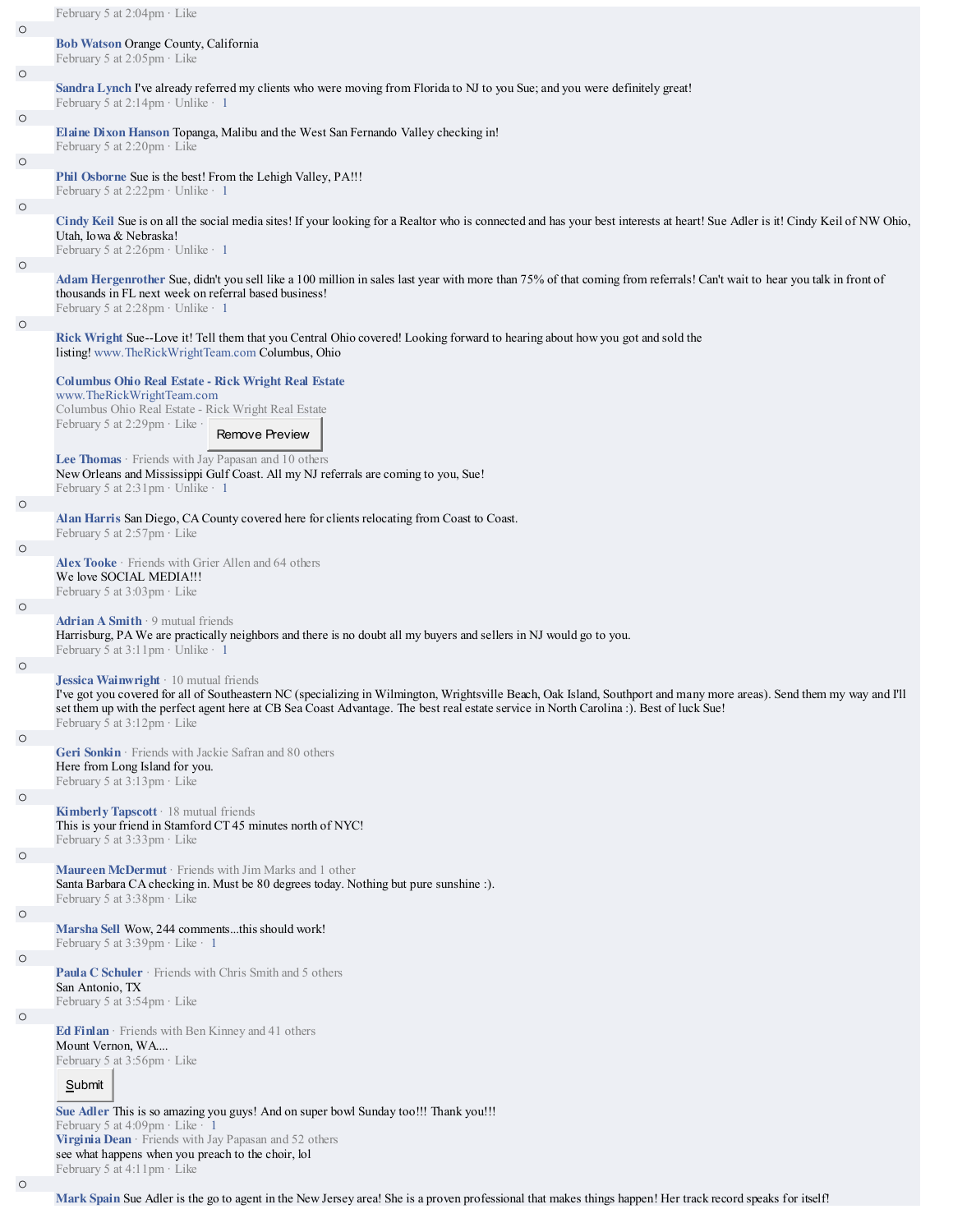February 5 at 2:04pm · Like

- **Bob Watson** Orange County, California
  February 5 at 2:05pm · Like

- **Sandra Lynch** I've already referred my clients who were moving from Florida to NJ to you Sue; and you were definitely great!
  February 5 at 2:14pm · Unlike · 1

- **Elaine Dixon Hanson** Topanga, Malibu and the West San Fernando Valley checking in!
  February 5 at 2:20pm · Like

- **Phil Osborne** Sue is the best! From the Lehigh Valley, PA!!!
  February 5 at 2:22pm · Unlike · 1

- **Cindy Keil** Sue is on all the social media sites! If your looking for a Realtor who is connected and has your best interests at heart! Sue Adler is it! Cindy Keil of NW Ohio, Utah, Iowa & Nebraska!
  February 5 at 2:26pm · Unlike · 1

- **Adam Hergenrother** Sue, didn't you sell like a 100 million in sales last year with more than 75% of that coming from referrals! Can't wait to hear you talk in front of thousands in FL next week on referral based business!
  February 5 at 2:28pm · Unlike · 1

- **Rick Wright** Sue--Love it! Tell them that you Central Ohio covered! Looking forward to hearing about how you got and sold the listing! www.TheRickWrightTeam.com Columbus, Ohio

  **Columbus Ohio Real Estate - Rick Wright Real Estate**
  www.TheRickWrightTeam.com
  Columbus Ohio Real Estate - Rick Wright Real Estate
  February 5 at 2:29pm · Like · Remove Preview

  **Lee Thomas** · Friends with Jay Papasan and 10 others
  New Orleans and Mississippi Gulf Coast. All my NJ referrals are coming to you, Sue!
  February 5 at 2:31pm · Unlike · 1

- **Alan Harris** San Diego, CA County covered here for clients relocating from Coast to Coast.
  February 5 at 2:57pm · Like

- **Alex Tooke** · Friends with Grier Allen and 64 others
  We love SOCIAL MEDIA!!!
  February 5 at 3:03pm · Like

- **Adrian A Smith** · 9 mutual friends
  Harrisburg, PA We are practically neighbors and there is no doubt all my buyers and sellers in NJ would go to you.
  February 5 at 3:11pm · Unlike · 1

- **Jessica Wainwright** · 10 mutual friends
  I've got you covered for all of Southeastern NC (specializing in Wilmington, Wrightsville Beach, Oak Island, Southport and many more areas). Send them my way and I'll set them up with the perfect agent here at CB Sea Coast Advantage. The best real estate service in North Carolina :). Best of luck Sue!
  February 5 at 3:12pm · Like

- **Geri Sonkin** · Friends with Jackie Safran and 80 others
  Here from Long Island for you.
  February 5 at 3:13pm · Like

- **Kimberly Tapscott** · 18 mutual friends
  This is your friend in Stamford CT 45 minutes north of NYC!
  February 5 at 3:33pm · Like

- **Maureen McDermut** · Friends with Jim Marks and 1 other
  Santa Barbara CA checking in. Must be 80 degrees today. Nothing but pure sunshine :).
  February 5 at 3:38pm · Like

- **Marsha Sell** Wow, 244 comments...this should work!
  February 5 at 3:39pm · Like · 1

- **Paula C Schuler** · Friends with Chris Smith and 5 others
  San Antonio, TX
  February 5 at 3:54pm · Like

- **Ed Finlan** · Friends with Ben Kinney and 41 others
  Mount Vernon, WA....
  February 5 at 3:56pm · Like

  Submit

  **Sue Adler** This is so amazing you guys! And on super bowl Sunday too!!! Thank you!!!
  February 5 at 4:09pm · Like · 1
  **Virginia Dean** · Friends with Jay Papasan and 52 others
  see what happens when you preach to the choir, lol
  February 5 at 4:11pm · Like

- **Mark Spain** Sue Adler is the go to agent in the New Jersey area! She is a proven professional that makes things happen! Her track record speaks for itself!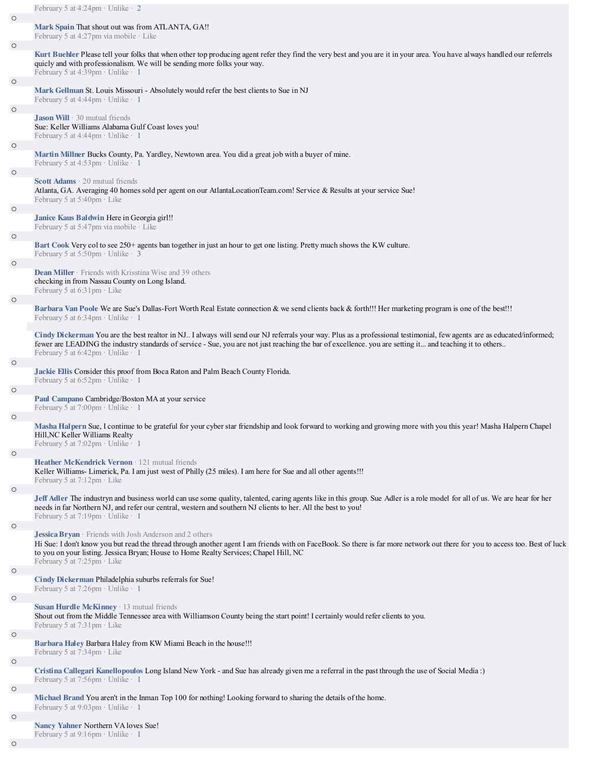February 5 at 4:24pm · Unlike · 2

- **Mark Spain** That shout out was from ATLANTA, GA!!
  February 5 at 4:27pm via mobile · Like

- **Kurt Buehler** Please tell your folks that when other top producing agent refer they find the very best and you are it in your area. You have always handled our referrels quicly and with professionalism. We will be sending more folks your way.
  February 5 at 4:39pm · Unlike · 1

- **Mark Gellman** St. Louis Missouri - Absolutely would refer the best clients to Sue in NJ
  February 5 at 4:44pm · Unlike · 1

- **Jason Will** · 30 mutual friends
  Sue: Keller Williams Alabama Gulf Coast loves you!
  February 5 at 4:44pm · Unlike · 1

- **Martin Millner** Bucks County, Pa. Yardley, Newtown area. You did a great job with a buyer of mine.
  February 5 at 4:53pm · Unlike · 1

- **Scott Adams** · 20 mutual friends
  Atlanta, GA. Averaging 40 homes sold per agent on our AtlantaLocationTeam.com! Service & Results at your service Sue!
  February 5 at 5:40pm · Like

- **Janice Kaus Baldwin** Here in Georgia girl!!
  February 5 at 5:47pm via mobile · Like

- **Bart Cook** Very col to see 250+ agents ban together in just an hour to get one listing. Pretty much shows the KW culture.
  February 5 at 5:50pm · Unlike · 3

- **Dean Miller** · Friends with Krisstina Wise and 39 others
  checking in from Nassau County on Long Island.
  February 5 at 6:31pm · Like

- **Barbara Van Poole** We are Sue's Dallas-Fort Worth Real Estate connection & we send clients back & forth!!! Her marketing program is one of the best!!!
  February 5 at 6:34pm · Unlike · 1

- **Cindy Dickerman** You are the best realtor in NJ.. I always will send our NJ referrals your way. Plus as a professional testimonial, few agents are as educated/informed; fewer are LEADING the industry standards of service - Sue, you are not just reaching the bar of excellence. you are setting it... and teaching it to others..
  February 5 at 6:42pm · Unlike · 1

- **Jackie Ellis** Consider this proof from Boca Raton and Palm Beach County Florida.
  February 5 at 6:52pm · Unlike · 1

- **Paul Campano** Cambridge/Boston MA at your service
  February 5 at 7:00pm · Unlike · 1

- **Masha Halpern** Sue, I continue to be grateful for your cyber star friendship and look forward to working and growing more with you this year! Masha Halpern Chapel Hill,NC Keller Williams Realty
  February 5 at 7:02pm · Unlike · 1

- **Heather McKendrick Vernon** · 121 mutual friends
  Keller Williams- Limerick, Pa. I am just west of Philly (25 miles). I am here for Sue and all other agents!!!
  February 5 at 7:12pm · Like

- **Jeff Adler** The industryn and business world can use some quality, talented, caring agents like in this group. Sue Adler is a role model for all of us. We are hear for her needs in far Northern NJ, and refer our central, western and southern NJ clients to her. All the best to you!
  February 5 at 7:19pm · Unlike · 1

- **Jessica Bryan** · Friends with Josh Anderson and 2 others
  Hi Sue: I don't know you but read the thread through another agent I am friends with on FaceBook. So there is far more network out there for you to access too. Best of luck to you on your listing. Jessica Bryan; House to Home Realty Services; Chapel Hill, NC
  February 5 at 7:25pm · Like

- **Cindy Dickerman** Philadelphia suburbs referrals for Sue!
  February 5 at 7:26pm · Unlike · 1

- **Susan Hurdle McKinney** · 13 mutual friends
  Shout out from the Middle Tennessee area with Williamson County being the start point! I certainly would refer clients to you.
  February 5 at 7:31pm · Like

- **Barbara Haley** Barbara Haley from KW Miami Beach in the house!!!
  February 5 at 7:34pm · Like

- **Cristina Callegari Kanellopoulos** Long Island New York - and Sue has already given me a referral in the past through the use of Social Media :)
  February 5 at 7:56pm · Unlike · 1

- **Michael Brand** You aren't in the Inman Top 100 for nothing! Looking forward to sharing the details of the home.
  February 5 at 9:03pm · Unlike · 1

- **Nancy Yahner** Northern VA loves Sue!
  February 5 at 9:16pm · Unlike · 1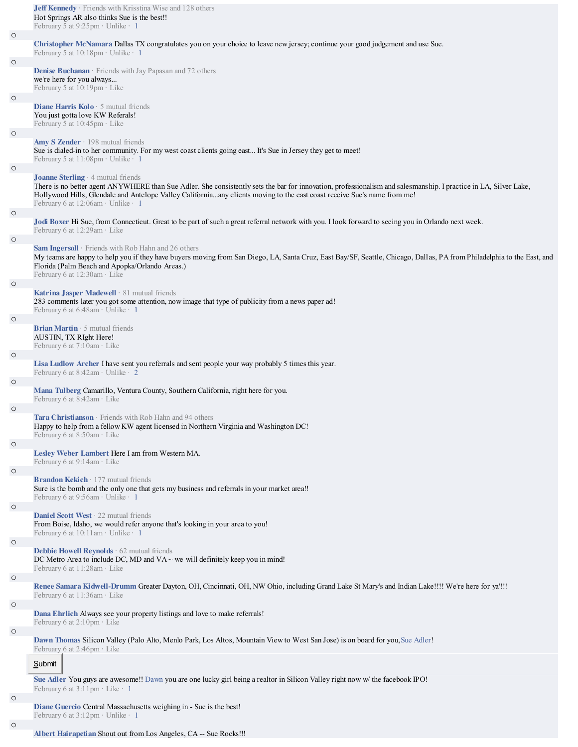**Jeff Kennedy** · Friends with Krisstina Wise and 128 others
Hot Springs AR also thinks Sue is the best!!
February 5 at 9:25pm · Unlike · 1

**Christopher McNamara** Dallas TX congratulates you on your choice to leave new jersey; continue your good judgement and use Sue.
February 5 at 10:18pm · Unlike · 1

**Denise Buchanan** · Friends with Jay Papasan and 72 others
we're here for you always...
February 5 at 10:19pm · Like

**Diane Harris Kolo** · 5 mutual friends
You just gotta love KW Referals!
February 5 at 10:45pm · Like

**Amy S Zender** · 198 mutual friends
Sue is dialed-in to her community. For my west coast clients going east... It's Sue in Jersey they get to meet!
February 5 at 11:08pm · Unlike · 1

**Joanne Sterling** · 4 mutual friends
There is no better agent ANYWHERE than Sue Adler. She consistently sets the bar for innovation, professionalism and salesmanship. I practice in LA, Silver Lake, Hollywood Hills, Glendale and Antelope Valley California...any clients moving to the east coast receive Sue's name from me!
February 6 at 12:06am · Unlike · 1

**Jodi Boxer** Hi Sue, from Connecticut. Great to be part of such a great referral network with you. I look forward to seeing you in Orlando next week.
February 6 at 12:29am · Like

**Sam Ingersoll** · Friends with Rob Hahn and 26 others
My teams are happy to help you if they have buyers moving from San Diego, LA, Santa Cruz, East Bay/SF, Seattle, Chicago, Dallas, PA from Philadelphia to the East, and Florida (Palm Beach and Apopka/Orlando Areas.)
February 6 at 12:30am · Like

**Katrina Jasper Madewell** · 81 mutual friends
283 comments later you got some attention, now image that type of publicity from a news paper ad!
February 6 at 6:48am · Unlike · 1

**Brian Martin** · 5 mutual friends
AUSTIN, TX RIght Here!
February 6 at 7:10am · Like

**Lisa Ludlow Archer** I have sent you referrals and sent people your way probably 5 times this year.
February 6 at 8:42am · Unlike · 2

**Mana Tulberg** Camarillo, Ventura County, Southern California, right here for you.
February 6 at 8:42am · Like

**Tara Christianson** · Friends with Rob Hahn and 94 others
Happy to help from a fellow KW agent licensed in Northern Virginia and Washington DC!
February 6 at 8:50am · Like

**Lesley Weber Lambert** Here I am from Western MA.
February 6 at 9:14am · Like

**Brandon Kekich** · 177 mutual friends
Sure is the bomb and the only one that gets my business and referrals in your market area!!
February 6 at 9:56am · Unlike · 1

**Daniel Scott West** · 22 mutual friends
From Boise, Idaho, we would refer anyone that's looking in your area to you!
February 6 at 10:11am · Unlike · 1

**Debbie Howell Reynolds** · 62 mutual friends
DC Metro Area to include DC, MD and VA ~ we will definitely keep you in mind!
February 6 at 11:28am · Like

**Renee Samara Kidwell-Drumm** Greater Dayton, OH, Cincinnati, OH, NW Ohio, including Grand Lake St Mary's and Indian Lake!!!! We're here for ya'!!!
February 6 at 11:36am · Like

**Dana Ehrlich** Always see your property listings and love to make referrals!
February 6 at 2:10pm · Like

**Dawn Thomas** Silicon Valley (Palo Alto, Menlo Park, Los Altos, Mountain View to West San Jose) is on board for you, Sue Adler!
February 6 at 2:46pm · Like

Submit

**Sue Adler** You guys are awesome!! Dawn you are one lucky girl being a realtor in Silicon Valley right now w/ the facebook IPO!
February 6 at 3:11pm · Like · 1

**Diane Guercio** Central Massachusetts weighing in - Sue is the best!
February 6 at 3:12pm · Unlike · 1

**Albert Hairapetian** Shout out from Los Angeles, CA -- Sue Rocks!!!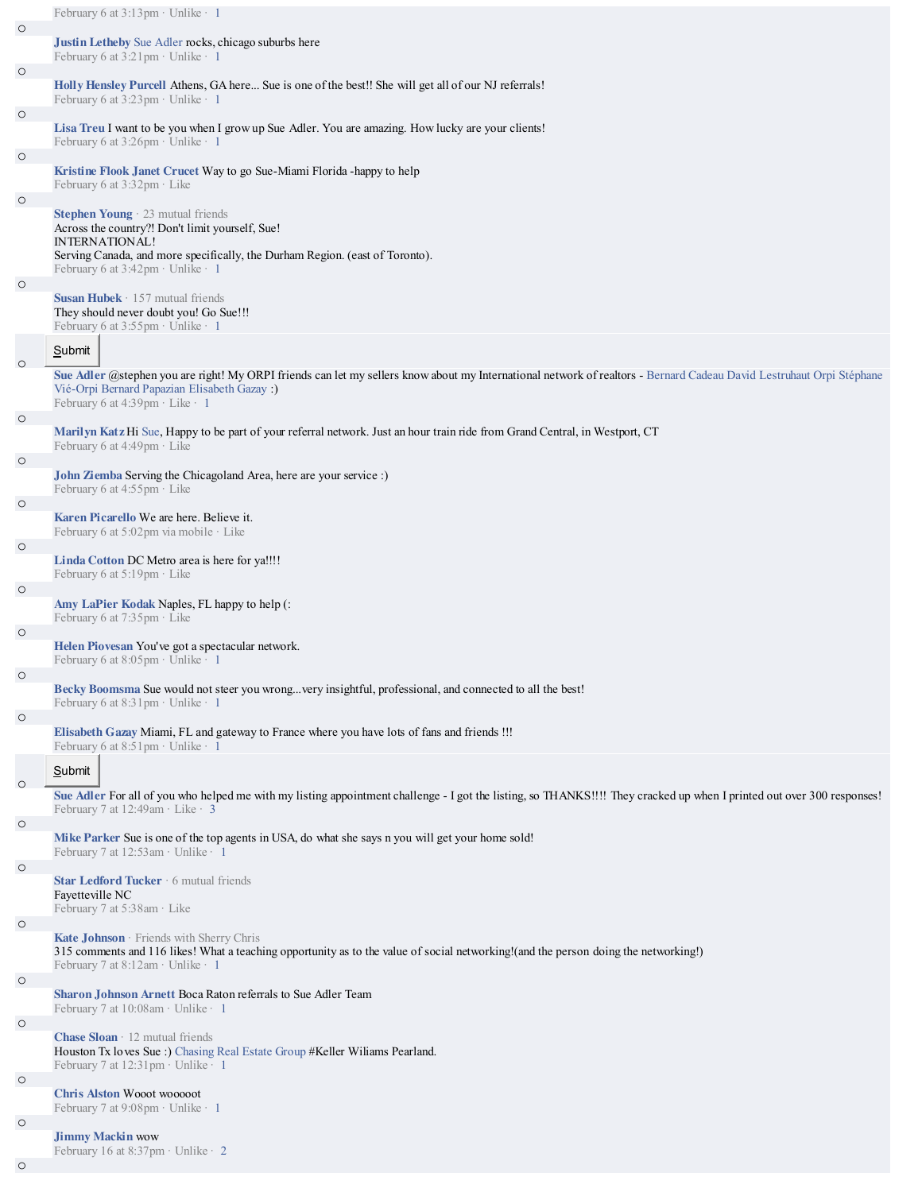February 6 at 3:13pm · Unlike · 1

- **Justin Letheby** Sue Adler rocks, chicago suburbs here
  February 6 at 3:21pm · Unlike · 1

- **Holly Hensley Purcell** Athens, GA here... Sue is one of the best!! She will get all of our NJ referrals!
  February 6 at 3:23pm · Unlike · 1

- **Lisa Treu** I want to be you when I grow up Sue Adler. You are amazing. How lucky are your clients!
  February 6 at 3:26pm · Unlike · 1

- **Kristine Flook** Janet Crucet Way to go Sue-Miami Florida -happy to help
  February 6 at 3:32pm · Like

- **Stephen Young** · 23 mutual friends
  Across the country?! Don't limit yourself, Sue!
  INTERNATIONAL!
  Serving Canada, and more specifically, the Durham Region. (east of Toronto).
  February 6 at 3:42pm · Unlike · 1

- **Susan Hubek** · 157 mutual friends
  They should never doubt you! Go Sue!!!
  February 6 at 3:55pm · Unlike · 1

Submit

- **Sue Adler** @stephen you are right! My ORPI friends can let my sellers know about my International network of realtors - Bernard Cadeau David Lestruhaut Orpi Stéphane Vié-Orpi Bernard Papazian Elisabeth Gazay :)
  February 6 at 4:39pm · Like · 1

- **Marilyn Katz** Hi Sue, Happy to be part of your referral network. Just an hour train ride from Grand Central, in Westport, CT
  February 6 at 4:49pm · Like

- **John Ziemba** Serving the Chicagoland Area, here are your service :)
  February 6 at 4:55pm · Like

- **Karen Picarello** We are here. Believe it.
  February 6 at 5:02pm via mobile · Like

- **Linda Cotton** DC Metro area is here for ya!!!!
  February 6 at 5:19pm · Like

- **Amy LaPier Kodak** Naples, FL happy to help (:
  February 6 at 7:35pm · Like

- **Helen Piovesan** You've got a spectacular network.
  February 6 at 8:05pm · Unlike · 1

- **Becky Boomsma** Sue would not steer you wrong...very insightful, professional, and connected to all the best!
  February 6 at 8:31pm · Unlike · 1

- **Elisabeth Gazay** Miami, FL and gateway to France where you have lots of fans and friends !!!
  February 6 at 8:51pm · Unlike · 1

Submit

- **Sue Adler** For all of you who helped me with my listing appointment challenge - I got the listing, so THANKS!!!! They cracked up when I printed out over 300 responses!
  February 7 at 12:49am · Like · 3

- **Mike Parker** Sue is one of the top agents in USA, do what she says n you will get your home sold!
  February 7 at 12:53am · Unlike · 1

- **Star Ledford Tucker** · 6 mutual friends
  Fayetteville NC
  February 7 at 5:38am · Like

- **Kate Johnson** · Friends with Sherry Chris
  315 comments and 116 likes! What a teaching opportunity as to the value of social networking!(and the person doing the networking!)
  February 7 at 8:12am · Unlike · 1

- **Sharon Johnson Arnett** Boca Raton referrals to Sue Adler Team
  February 7 at 10:08am · Unlike · 1

- **Chase Sloan** · 12 mutual friends
  Houston Tx loves Sue :) Chasing Real Estate Group #Keller Wiliams Pearland.
  February 7 at 12:31pm · Unlike · 1

- **Chris Alston** Wooot wooooot
  February 7 at 9:08pm · Unlike · 1

- **Jimmy Mackin** wow
  February 16 at 8:37pm · Unlike · 2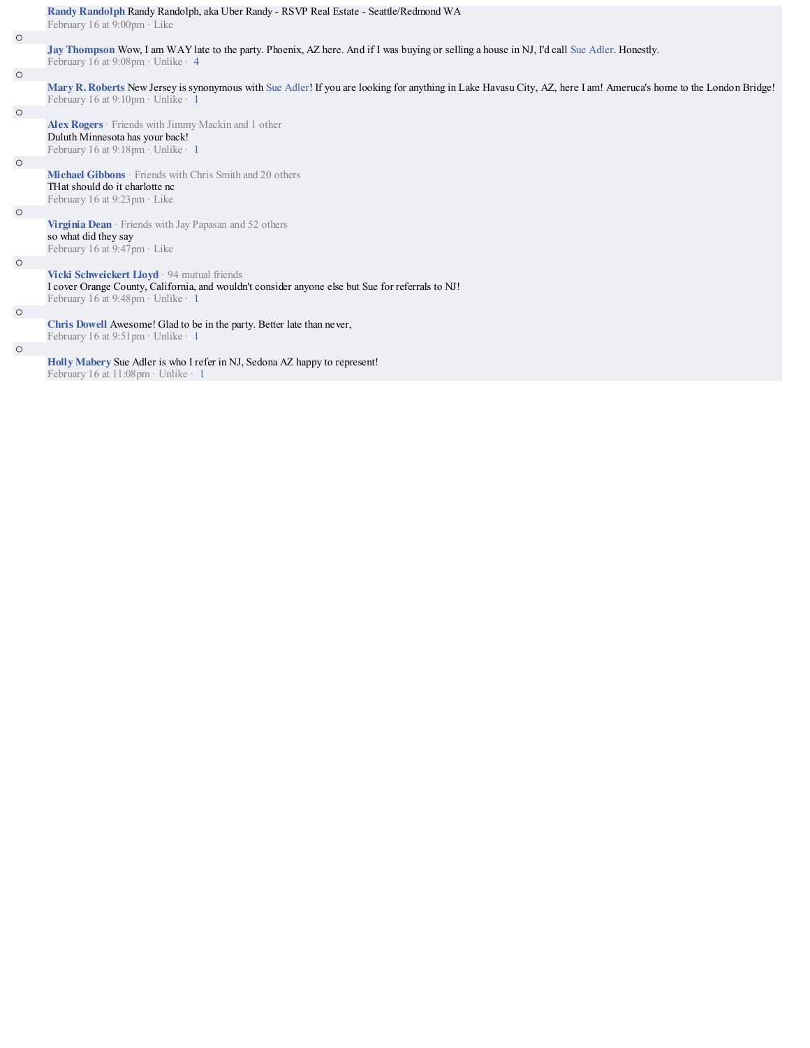**Randy Randolph** Randy Randolph, aka Uber Randy - RSVP Real Estate - Seattle/Redmond WA
February 16 at 9:00pm · Like

- **Jay Thompson** Wow, I am WAY late to the party. Phoenix, AZ here. And if I was buying or selling a house in NJ, I'd call Sue Adler. Honestly.
February 16 at 9:08pm · Unlike · 4

- **Mary R. Roberts** New Jersey is synonymous with Sue Adler! If you are looking for anything in Lake Havasu City, AZ, here I am! Ameruca's home to the London Bridge!
February 16 at 9:10pm · Unlike · 1

- **Alex Rogers** · Friends with Jimmy Mackin and 1 other
Duluth Minnesota has your back!
February 16 at 9:18pm · Unlike · 1

- **Michael Gibbons** · Friends with Chris Smith and 20 others
THat should do it charlotte nc
February 16 at 9:23pm · Like

- **Virginia Dean** · Friends with Jay Papasan and 52 others
so what did they say
February 16 at 9:47pm · Like

- **Vicki Schweickert Lloyd** · 94 mutual friends
I cover Orange County, California, and wouldn't consider anyone else but Sue for referrals to NJ!
February 16 at 9:48pm · Unlike · 1

- **Chris Dowell** Awesome! Glad to be in the party. Better late than never,
February 16 at 9:51pm · Unlike · 1

- **Holly Mabery** Sue Adler is who I refer in NJ, Sedona AZ happy to represent!
February 16 at 11:08pm · Unlike · 1